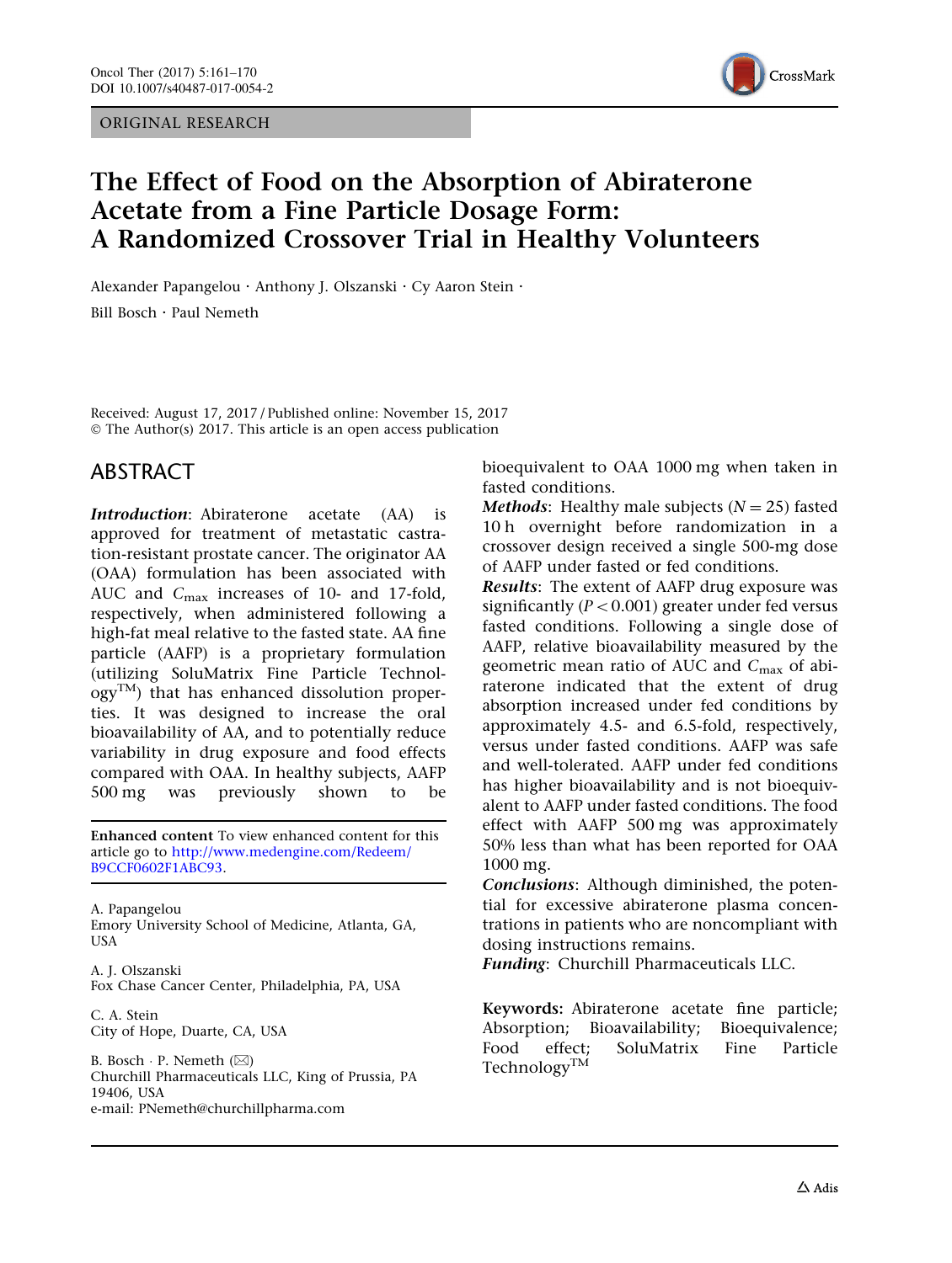ORIGINAL RESEARCH

# The Effect of Food on the Absorption of Abiraterone Acetate from a Fine Particle Dosage Form: A Randomized Crossover Trial in Healthy Volunteers

Alexander Papangelou · Anthony J. Olszanski · Cy Aaron Stein · Bill Bosch · Paul Nemeth

Received: August 17, 2017 / Published online: November 15, 2017
© The Author(s) 2017. This article is an open access publication

## ABSTRACT

***Introduction***: Abiraterone acetate (AA) is approved for treatment of metastatic castration-resistant prostate cancer. The originator AA (OAA) formulation has been associated with AUC and $C_{max}$ increases of 10- and 17-fold, respectively, when administered following a high-fat meal relative to the fasted state. AA fine particle (AAFP) is a proprietary formulation (utilizing SoluMatrix Fine Particle Technology™) that has enhanced dissolution properties. It was designed to increase the oral bioavailability of AA, and to potentially reduce variability in drug exposure and food effects compared with OAA. In healthy subjects, AAFP 500 mg was previously shown to be bioequivalent to OAA 1000 mg when taken in fasted conditions.

***Methods***: Healthy male subjects ($N = 25$) fasted 10 h overnight before randomization in a crossover design received a single 500-mg dose of AAFP under fasted or fed conditions.

***Results***: The extent of AAFP drug exposure was significantly ($P < 0.001$) greater under fed versus fasted conditions. Following a single dose of AAFP, relative bioavailability measured by the geometric mean ratio of AUC and $C_{max}$ of abiraterone indicated that the extent of drug absorption increased under fed conditions by approximately 4.5- and 6.5-fold, respectively, versus under fasted conditions. AAFP was safe and well-tolerated. AAFP under fed conditions has higher bioavailability and is not bioequivalent to AAFP under fasted conditions. The food effect with AAFP 500 mg was approximately 50% less than what has been reported for OAA 1000 mg.

***Conclusions***: Although diminished, the potential for excessive abiraterone plasma concentrations in patients who are noncompliant with dosing instructions remains.

***Funding***: Churchill Pharmaceuticals LLC.

**Keywords:** Abiraterone acetate fine particle; Absorption; Bioavailability; Bioequivalence; Food effect; SoluMatrix Fine Particle Technology™

**Enhanced content** To view enhanced content for this article go to http://www.medengine.com/Redeem/B9CCF0602F1ABC93.

A. Papangelou
Emory University School of Medicine, Atlanta, GA, USA

A. J. Olszanski
Fox Chase Cancer Center, Philadelphia, PA, USA

C. A. Stein
City of Hope, Duarte, CA, USA

B. Bosch · P. Nemeth (✉)
Churchill Pharmaceuticals LLC, King of Prussia, PA 19406, USA
e-mail: PNemeth@churchillpharma.com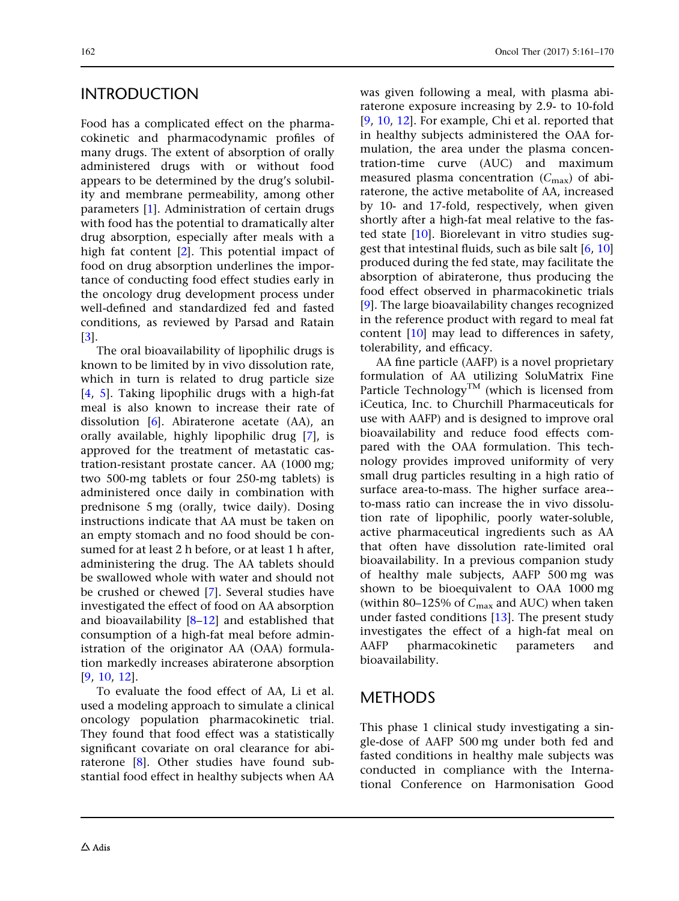## INTRODUCTION

Food has a complicated effect on the pharmacokinetic and pharmacodynamic profiles of many drugs. The extent of absorption of orally administered drugs with or without food appears to be determined by the drug's solubility and membrane permeability, among other parameters [1]. Administration of certain drugs with food has the potential to dramatically alter drug absorption, especially after meals with a high fat content [2]. This potential impact of food on drug absorption underlines the importance of conducting food effect studies early in the oncology drug development process under well-defined and standardized fed and fasted conditions, as reviewed by Parsad and Ratain [3].

The oral bioavailability of lipophilic drugs is known to be limited by in vivo dissolution rate, which in turn is related to drug particle size [4, 5]. Taking lipophilic drugs with a high-fat meal is also known to increase their rate of dissolution [6]. Abiraterone acetate (AA), an orally available, highly lipophilic drug [7], is approved for the treatment of metastatic castration-resistant prostate cancer. AA (1000 mg; two 500-mg tablets or four 250-mg tablets) is administered once daily in combination with prednisone 5 mg (orally, twice daily). Dosing instructions indicate that AA must be taken on an empty stomach and no food should be consumed for at least 2 h before, or at least 1 h after, administering the drug. The AA tablets should be swallowed whole with water and should not be crushed or chewed [7]. Several studies have investigated the effect of food on AA absorption and bioavailability [8–12] and established that consumption of a high-fat meal before administration of the originator AA (OAA) formulation markedly increases abiraterone absorption [9, 10, 12].

To evaluate the food effect of AA, Li et al. used a modeling approach to simulate a clinical oncology population pharmacokinetic trial. They found that food effect was a statistically significant covariate on oral clearance for abiraterone [8]. Other studies have found substantial food effect in healthy subjects when AA was given following a meal, with plasma abiraterone exposure increasing by 2.9- to 10-fold [9, 10, 12]. For example, Chi et al. reported that in healthy subjects administered the OAA formulation, the area under the plasma concentration-time curve (AUC) and maximum measured plasma concentration ($C_{max}$) of abiraterone, the active metabolite of AA, increased by 10- and 17-fold, respectively, when given shortly after a high-fat meal relative to the fasted state [10]. Biorelevant in vitro studies suggest that intestinal fluids, such as bile salt [6, 10] produced during the fed state, may facilitate the absorption of abiraterone, thus producing the food effect observed in pharmacokinetic trials [9]. The large bioavailability changes recognized in the reference product with regard to meal fat content [10] may lead to differences in safety, tolerability, and efficacy.

AA fine particle (AAFP) is a novel proprietary formulation of AA utilizing SoluMatrix Fine Particle Technology™ (which is licensed from iCeutica, Inc. to Churchill Pharmaceuticals for use with AAFP) and is designed to improve oral bioavailability and reduce food effects compared with the OAA formulation. This technology provides improved uniformity of very small drug particles resulting in a high ratio of surface area-to-mass. The higher surface area-to-mass ratio can increase the in vivo dissolution rate of lipophilic, poorly water-soluble, active pharmaceutical ingredients such as AA that often have dissolution rate-limited oral bioavailability. In a previous companion study of healthy male subjects, AAFP 500 mg was shown to be bioequivalent to OAA 1000 mg (within 80–125% of $C_{max}$ and AUC) when taken under fasted conditions [13]. The present study investigates the effect of a high-fat meal on AAFP pharmacokinetic parameters and bioavailability.

## METHODS

This phase 1 clinical study investigating a single-dose of AAFP 500 mg under both fed and fasted conditions in healthy male subjects was conducted in compliance with the International Conference on Harmonisation Good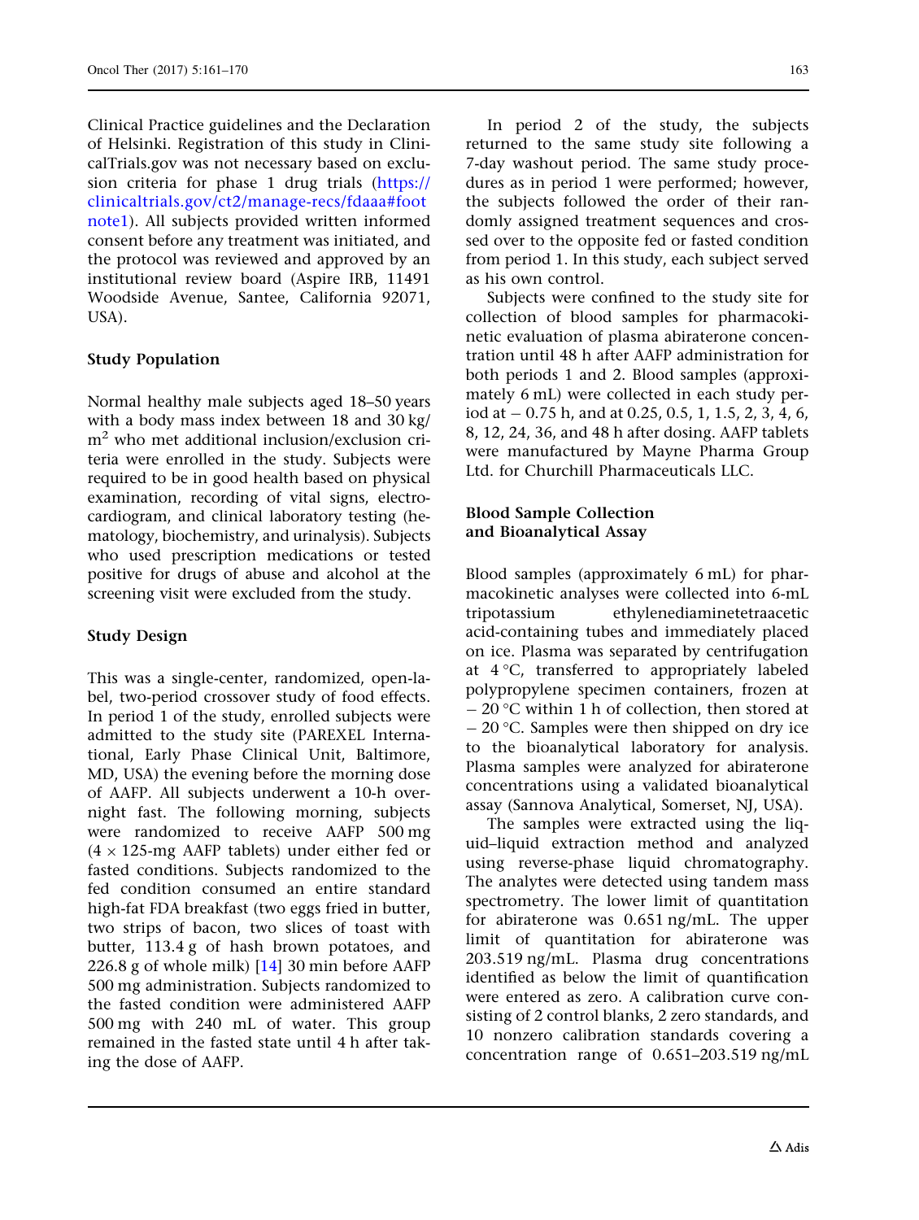Clinical Practice guidelines and the Declaration of Helsinki. Registration of this study in ClinicalTrials.gov was not necessary based on exclusion criteria for phase 1 drug trials (https://clinicaltrials.gov/ct2/manage-recs/fdaaa#footnote1). All subjects provided written informed consent before any treatment was initiated, and the protocol was reviewed and approved by an institutional review board (Aspire IRB, 11491 Woodside Avenue, Santee, California 92071, USA).

### Study Population

Normal healthy male subjects aged 18–50 years with a body mass index between 18 and 30 kg/m$^2$ who met additional inclusion/exclusion criteria were enrolled in the study. Subjects were required to be in good health based on physical examination, recording of vital signs, electrocardiogram, and clinical laboratory testing (hematology, biochemistry, and urinalysis). Subjects who used prescription medications or tested positive for drugs of abuse and alcohol at the screening visit were excluded from the study.

### Study Design

This was a single-center, randomized, open-label, two-period crossover study of food effects. In period 1 of the study, enrolled subjects were admitted to the study site (PAREXEL International, Early Phase Clinical Unit, Baltimore, MD, USA) the evening before the morning dose of AAFP. All subjects underwent a 10-h overnight fast. The following morning, subjects were randomized to receive AAFP 500 mg (4 × 125-mg AAFP tablets) under either fed or fasted conditions. Subjects randomized to the fed condition consumed an entire standard high-fat FDA breakfast (two eggs fried in butter, two strips of bacon, two slices of toast with butter, 113.4 g of hash brown potatoes, and 226.8 g of whole milk) [14] 30 min before AAFP 500 mg administration. Subjects randomized to the fasted condition were administered AAFP 500 mg with 240 mL of water. This group remained in the fasted state until 4 h after taking the dose of AAFP.

In period 2 of the study, the subjects returned to the same study site following a 7-day washout period. The same study procedures as in period 1 were performed; however, the subjects followed the order of their randomly assigned treatment sequences and crossed over to the opposite fed or fasted condition from period 1. In this study, each subject served as his own control.

Subjects were confined to the study site for collection of blood samples for pharmacokinetic evaluation of plasma abiraterone concentration until 48 h after AAFP administration for both periods 1 and 2. Blood samples (approximately 6 mL) were collected in each study period at − 0.75 h, and at 0.25, 0.5, 1, 1.5, 2, 3, 4, 6, 8, 12, 24, 36, and 48 h after dosing. AAFP tablets were manufactured by Mayne Pharma Group Ltd. for Churchill Pharmaceuticals LLC.

### Blood Sample Collection and Bioanalytical Assay

Blood samples (approximately 6 mL) for pharmacokinetic analyses were collected into 6-mL tripotassium ethylenediaminetetraacetic acid-containing tubes and immediately placed on ice. Plasma was separated by centrifugation at 4 °C, transferred to appropriately labeled polypropylene specimen containers, frozen at − 20 °C within 1 h of collection, then stored at − 20 °C. Samples were then shipped on dry ice to the bioanalytical laboratory for analysis. Plasma samples were analyzed for abiraterone concentrations using a validated bioanalytical assay (Sannova Analytical, Somerset, NJ, USA).

The samples were extracted using the liquid–liquid extraction method and analyzed using reverse-phase liquid chromatography. The analytes were detected using tandem mass spectrometry. The lower limit of quantitation for abiraterone was 0.651 ng/mL. The upper limit of quantitation for abiraterone was 203.519 ng/mL. Plasma drug concentrations identified as below the limit of quantification were entered as zero. A calibration curve consisting of 2 control blanks, 2 zero standards, and 10 nonzero calibration standards covering a concentration range of 0.651–203.519 ng/mL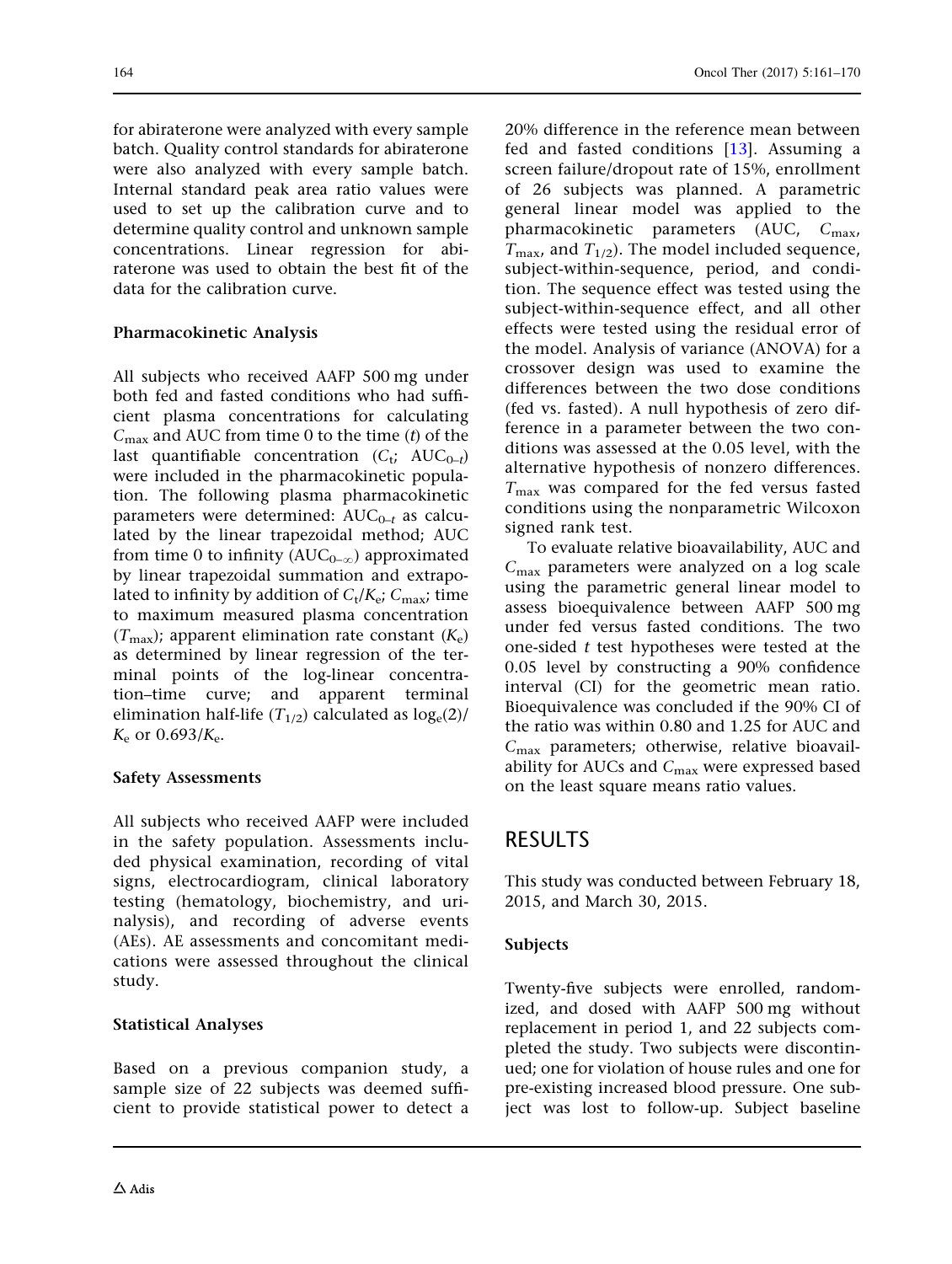for abiraterone were analyzed with every sample batch. Quality control standards for abiraterone were also analyzed with every sample batch. Internal standard peak area ratio values were used to set up the calibration curve and to determine quality control and unknown sample concentrations. Linear regression for abiraterone was used to obtain the best fit of the data for the calibration curve.

### Pharmacokinetic Analysis

All subjects who received AAFP 500 mg under both fed and fasted conditions who had sufficient plasma concentrations for calculating $C_{max}$ and AUC from time 0 to the time ($t$) of the last quantifiable concentration ($C_t$; $AUC_{0-t}$) were included in the pharmacokinetic population. The following plasma pharmacokinetic parameters were determined: $AUC_{0-t}$ as calculated by the linear trapezoidal method; AUC from time 0 to infinity ($AUC_{0-\infty}$) approximated by linear trapezoidal summation and extrapolated to infinity by addition of $C_t/K_e$; $C_{max}$; time to maximum measured plasma concentration ($T_{max}$); apparent elimination rate constant ($K_e$) as determined by linear regression of the terminal points of the log-linear concentration–time curve; and apparent terminal elimination half-life ($T_{1/2}$) calculated as $\log_e(2)/K_e$ or $0.693/K_e$.

### Safety Assessments

All subjects who received AAFP were included in the safety population. Assessments included physical examination, recording of vital signs, electrocardiogram, clinical laboratory testing (hematology, biochemistry, and urinalysis), and recording of adverse events (AEs). AE assessments and concomitant medications were assessed throughout the clinical study.

### Statistical Analyses

Based on a previous companion study, a sample size of 22 subjects was deemed sufficient to provide statistical power to detect a 20% difference in the reference mean between fed and fasted conditions [13]. Assuming a screen failure/dropout rate of 15%, enrollment of 26 subjects was planned. A parametric general linear model was applied to the pharmacokinetic parameters (AUC, $C_{max}$, $T_{max}$, and $T_{1/2}$). The model included sequence, subject-within-sequence, period, and condition. The sequence effect was tested using the subject-within-sequence effect, and all other effects were tested using the residual error of the model. Analysis of variance (ANOVA) for a crossover design was used to examine the differences between the two dose conditions (fed vs. fasted). A null hypothesis of zero difference in a parameter between the two conditions was assessed at the 0.05 level, with the alternative hypothesis of nonzero differences. $T_{max}$ was compared for the fed versus fasted conditions using the nonparametric Wilcoxon signed rank test.

To evaluate relative bioavailability, AUC and $C_{max}$ parameters were analyzed on a log scale using the parametric general linear model to assess bioequivalence between AAFP 500 mg under fed versus fasted conditions. The two one-sided $t$ test hypotheses were tested at the 0.05 level by constructing a 90% confidence interval (CI) for the geometric mean ratio. Bioequivalence was concluded if the 90% CI of the ratio was within 0.80 and 1.25 for AUC and $C_{max}$ parameters; otherwise, relative bioavailability for AUCs and $C_{max}$ were expressed based on the least square means ratio values.

## RESULTS

This study was conducted between February 18, 2015, and March 30, 2015.

### Subjects

Twenty-five subjects were enrolled, randomized, and dosed with AAFP 500 mg without replacement in period 1, and 22 subjects completed the study. Two subjects were discontinued; one for violation of house rules and one for pre-existing increased blood pressure. One subject was lost to follow-up. Subject baseline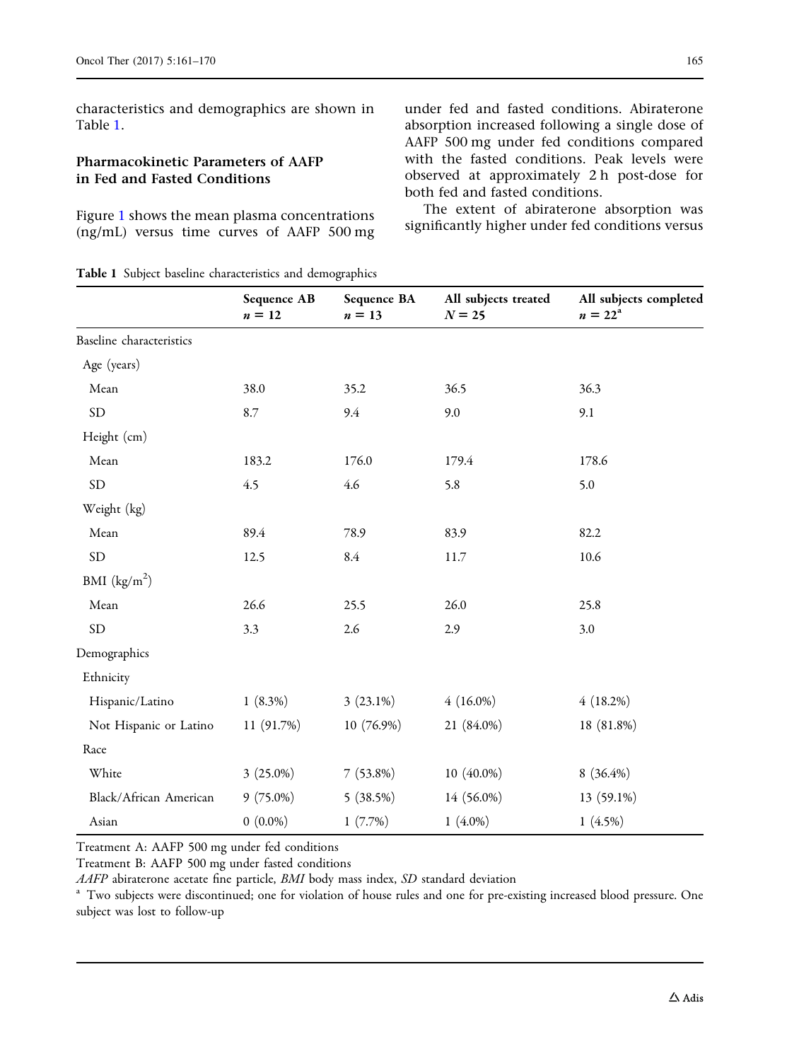characteristics and demographics are shown in Table 1.

### Pharmacokinetic Parameters of AAFP in Fed and Fasted Conditions

Figure 1 shows the mean plasma concentrations (ng/mL) versus time curves of AAFP 500 mg under fed and fasted conditions. Abiraterone absorption increased following a single dose of AAFP 500 mg under fed conditions compared with the fasted conditions. Peak levels were observed at approximately 2 h post-dose for both fed and fasted conditions.

The extent of abiraterone absorption was significantly higher under fed conditions versus

**Table 1** Subject baseline characteristics and demographics

| | Sequence AB $n = 12$ | Sequence BA $n = 13$ | All subjects treated $N = 25$ | All subjects completed $n = 22$[a] |
|---|---|---|---|---|
| Baseline characteristics | | | | |
| Age (years) | | | | |
| Mean | 38.0 | 35.2 | 36.5 | 36.3 |
| SD | 8.7 | 9.4 | 9.0 | 9.1 |
| Height (cm) | | | | |
| Mean | 183.2 | 176.0 | 179.4 | 178.6 |
| SD | 4.5 | 4.6 | 5.8 | 5.0 |
| Weight (kg) | | | | |
| Mean | 89.4 | 78.9 | 83.9 | 82.2 |
| SD | 12.5 | 8.4 | 11.7 | 10.6 |
| BMI (kg/m$^2$) | | | | |
| Mean | 26.6 | 25.5 | 26.0 | 25.8 |
| SD | 3.3 | 2.6 | 2.9 | 3.0 |
| Demographics | | | | |
| Ethnicity | | | | |
| Hispanic/Latino | 1 (8.3%) | 3 (23.1%) | 4 (16.0%) | 4 (18.2%) |
| Not Hispanic or Latino | 11 (91.7%) | 10 (76.9%) | 21 (84.0%) | 18 (81.8%) |
| Race | | | | |
| White | 3 (25.0%) | 7 (53.8%) | 10 (40.0%) | 8 (36.4%) |
| Black/African American | 9 (75.0%) | 5 (38.5%) | 14 (56.0%) | 13 (59.1%) |
| Asian | 0 (0.0%) | 1 (7.7%) | 1 (4.0%) | 1 (4.5%) |

Treatment A: AAFP 500 mg under fed conditions

Treatment B: AAFP 500 mg under fasted conditions

*AAFP* abiraterone acetate fine particle, *BMI* body mass index, *SD* standard deviation

[a] Two subjects were discontinued; one for violation of house rules and one for pre-existing increased blood pressure. One subject was lost to follow-up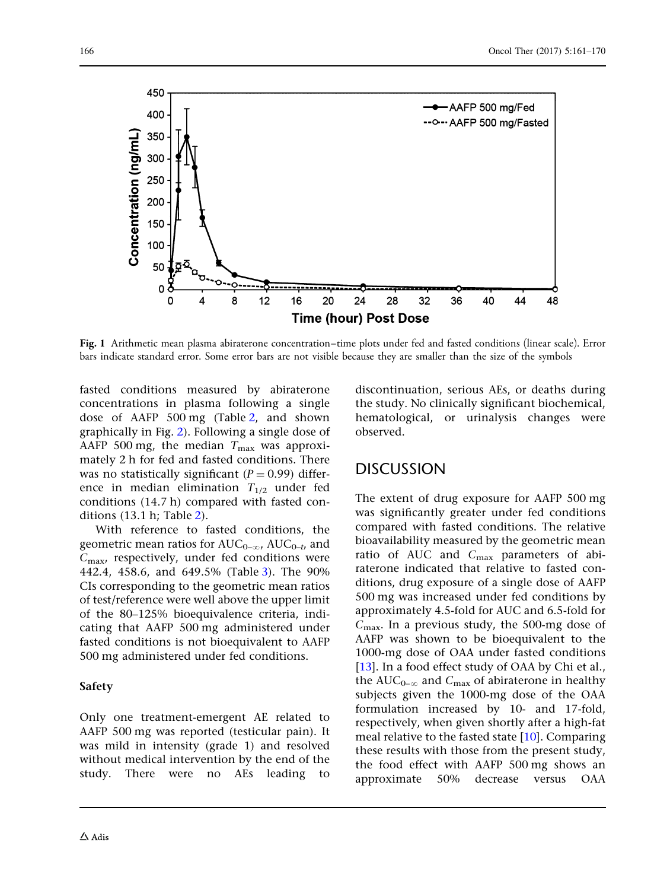Fig. 1 Arithmetic mean plasma abiraterone concentration–time plots under fed and fasted conditions (linear scale). Error bars indicate standard error. Some error bars are not visible because they are smaller than the size of the symbols

fasted conditions measured by abiraterone concentrations in plasma following a single dose of AAFP 500 mg (Table 2, and shown graphically in Fig. 2). Following a single dose of AAFP 500 mg, the median $T_{max}$ was approximately 2 h for fed and fasted conditions. There was no statistically significant ($P = 0.99$) difference in median elimination $T_{1/2}$ under fed conditions (14.7 h) compared with fasted conditions (13.1 h; Table 2).

With reference to fasted conditions, the geometric mean ratios for $AUC_{0-\infty}$, $AUC_{0-t}$, and $C_{max}$, respectively, under fed conditions were 442.4, 458.6, and 649.5% (Table 3). The 90% CIs corresponding to the geometric mean ratios of test/reference were well above the upper limit of the 80–125% bioequivalence criteria, indicating that AAFP 500 mg administered under fasted conditions is not bioequivalent to AAFP 500 mg administered under fed conditions.

### Safety

Only one treatment-emergent AE related to AAFP 500 mg was reported (testicular pain). It was mild in intensity (grade 1) and resolved without medical intervention by the end of the study. There were no AEs leading to discontinuation, serious AEs, or deaths during the study. No clinically significant biochemical, hematological, or urinalysis changes were observed.

## DISCUSSION

The extent of drug exposure for AAFP 500 mg was significantly greater under fed conditions compared with fasted conditions. The relative bioavailability measured by the geometric mean ratio of AUC and $C_{max}$ parameters of abiraterone indicated that relative to fasted conditions, drug exposure of a single dose of AAFP 500 mg was increased under fed conditions by approximately 4.5-fold for AUC and 6.5-fold for $C_{max}$. In a previous study, the 500-mg dose of AAFP was shown to be bioequivalent to the 1000-mg dose of OAA under fasted conditions [13]. In a food effect study of OAA by Chi et al., the $AUC_{0-\infty}$ and $C_{max}$ of abiraterone in healthy subjects given the 1000-mg dose of the OAA formulation increased by 10- and 17-fold, respectively, when given shortly after a high-fat meal relative to the fasted state [10]. Comparing these results with those from the present study, the food effect with AAFP 500 mg shows an approximate 50% decrease versus OAA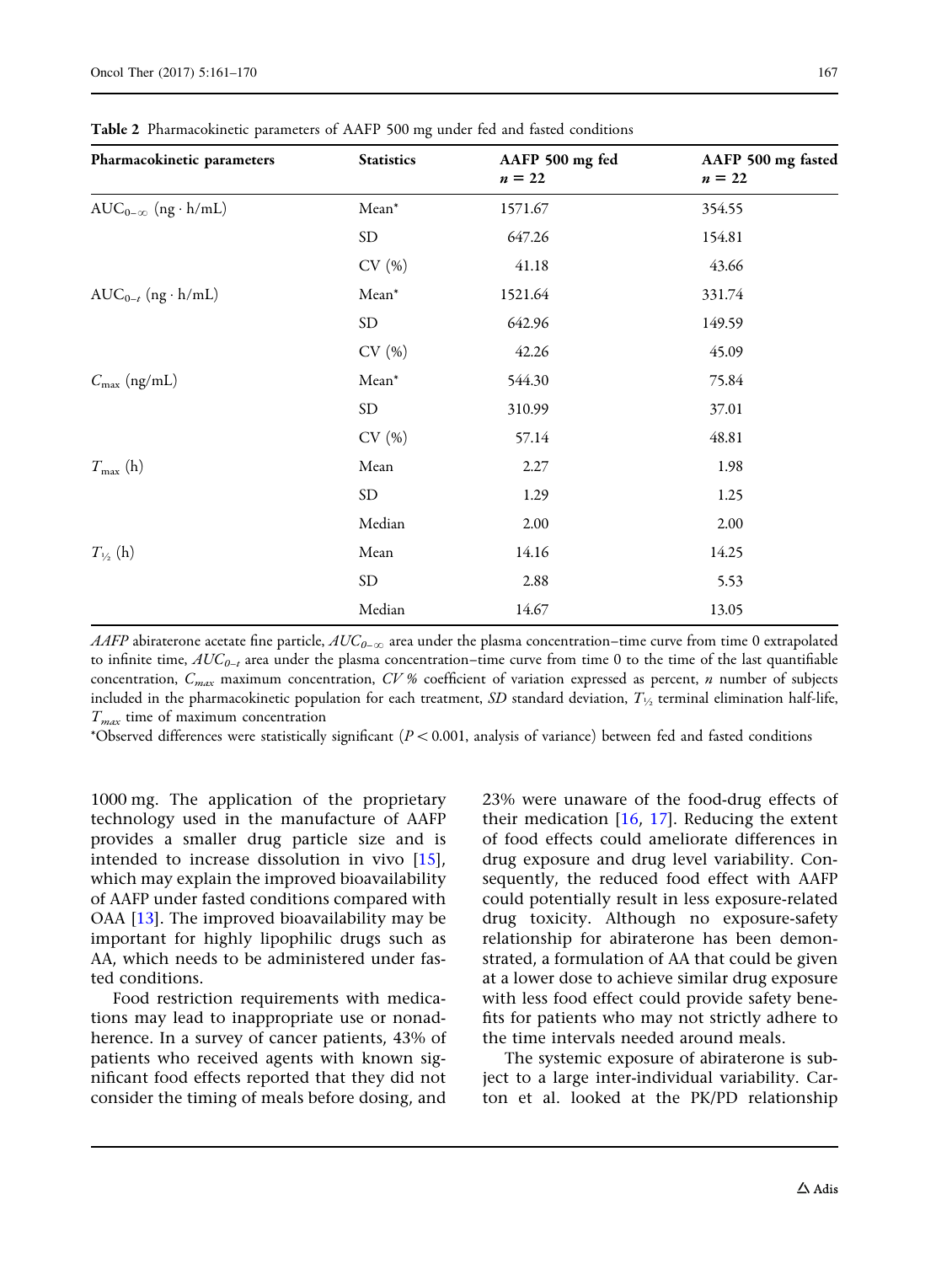**Table 2** Pharmacokinetic parameters of AAFP 500 mg under fed and fasted conditions

| Pharmacokinetic parameters | Statistics | AAFP 500 mg fed $n = 22$ | AAFP 500 mg fasted $n = 22$ |
|---|---|---|---|
| $AUC_{0-\infty}$ (ng · h/mL) | Mean* | 1571.67 | 354.55 |
| | SD | 647.26 | 154.81 |
| | CV (%) | 41.18 | 43.66 |
| $AUC_{0-t}$ (ng · h/mL) | Mean* | 1521.64 | 331.74 |
| | SD | 642.96 | 149.59 |
| | CV (%) | 42.26 | 45.09 |
| $C_{max}$ (ng/mL) | Mean* | 544.30 | 75.84 |
| | SD | 310.99 | 37.01 |
| | CV (%) | 57.14 | 48.81 |
| $T_{max}$ (h) | Mean | 2.27 | 1.98 |
| | SD | 1.29 | 1.25 |
| | Median | 2.00 | 2.00 |
| $T_{½}$ (h) | Mean | 14.16 | 14.25 |
| | SD | 2.88 | 5.53 |
| | Median | 14.67 | 13.05 |

*AAFP* abiraterone acetate fine particle, $AUC_{0-\infty}$ area under the plasma concentration–time curve from time 0 extrapolated to infinite time, $AUC_{0-t}$ area under the plasma concentration–time curve from time 0 to the time of the last quantifiable concentration, $C_{max}$ maximum concentration, *CV %* coefficient of variation expressed as percent, *n* number of subjects included in the pharmacokinetic population for each treatment, *SD* standard deviation, $T_{½}$ terminal elimination half-life, $T_{max}$ time of maximum concentration

*Observed differences were statistically significant ($P < 0.001$, analysis of variance) between fed and fasted conditions

1000 mg. The application of the proprietary technology used in the manufacture of AAFP provides a smaller drug particle size and is intended to increase dissolution in vivo [15], which may explain the improved bioavailability of AAFP under fasted conditions compared with OAA [13]. The improved bioavailability may be important for highly lipophilic drugs such as AA, which needs to be administered under fasted conditions.

Food restriction requirements with medications may lead to inappropriate use or nonadherence. In a survey of cancer patients, 43% of patients who received agents with known significant food effects reported that they did not consider the timing of meals before dosing, and 23% were unaware of the food-drug effects of their medication [16, 17]. Reducing the extent of food effects could ameliorate differences in drug exposure and drug level variability. Consequently, the reduced food effect with AAFP could potentially result in less exposure-related drug toxicity. Although no exposure-safety relationship for abiraterone has been demonstrated, a formulation of AA that could be given at a lower dose to achieve similar drug exposure with less food effect could provide safety benefits for patients who may not strictly adhere to the time intervals needed around meals.

The systemic exposure of abiraterone is subject to a large inter-individual variability. Carton et al. looked at the PK/PD relationship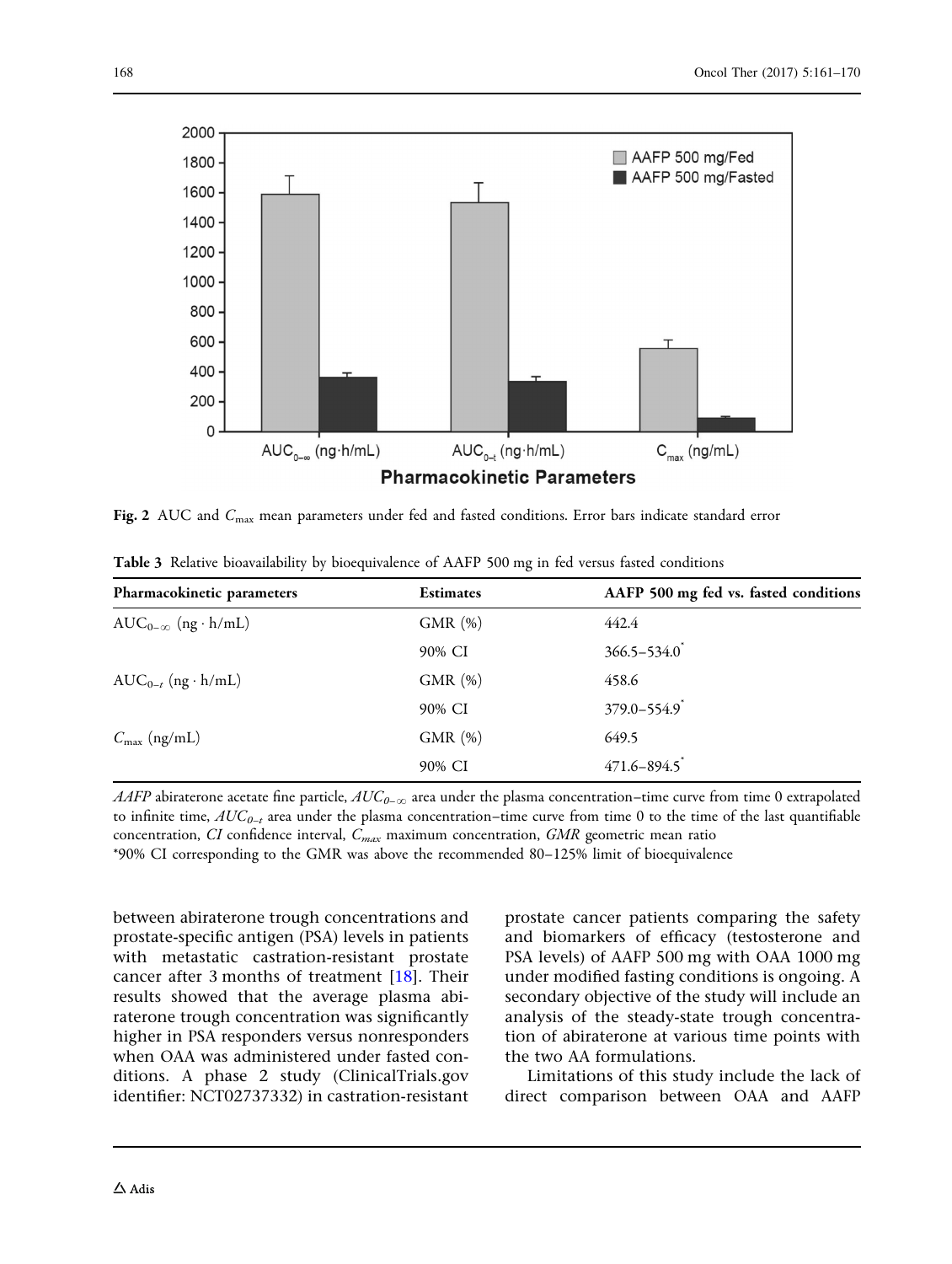Fig. 2 AUC and $C_{max}$ mean parameters under fed and fasted conditions. Error bars indicate standard error

**Table 3** Relative bioavailability by bioequivalence of AAFP 500 mg in fed versus fasted conditions

| Pharmacokinetic parameters | Estimates | AAFP 500 mg fed vs. fasted conditions |
|---|---|---|
| $AUC_{0-\infty}$ (ng · h/mL) | GMR (%) | 442.4 |
| | 90% CI | 366.5–534.0* |
| $AUC_{0-t}$ (ng · h/mL) | GMR (%) | 458.6 |
| | 90% CI | 379.0–554.9* |
| $C_{max}$ (ng/mL) | GMR (%) | 649.5 |
| | 90% CI | 471.6–894.5* |

*AAFP* abiraterone acetate fine particle, $AUC_{0-\infty}$ area under the plasma concentration–time curve from time 0 extrapolated to infinite time, $AUC_{0-t}$ area under the plasma concentration–time curve from time 0 to the time of the last quantifiable concentration, *CI* confidence interval, $C_{max}$ maximum concentration, *GMR* geometric mean ratio

*90% CI corresponding to the GMR was above the recommended 80–125% limit of bioequivalence

between abiraterone trough concentrations and prostate-specific antigen (PSA) levels in patients with metastatic castration-resistant prostate cancer after 3 months of treatment [18]. Their results showed that the average plasma abiraterone trough concentration was significantly higher in PSA responders versus nonresponders when OAA was administered under fasted conditions. A phase 2 study (ClinicalTrials.gov identifier: NCT02737332) in castration-resistant prostate cancer patients comparing the safety and biomarkers of efficacy (testosterone and PSA levels) of AAFP 500 mg with OAA 1000 mg under modified fasting conditions is ongoing. A secondary objective of the study will include an analysis of the steady-state trough concentration of abiraterone at various time points with the two AA formulations.

Limitations of this study include the lack of direct comparison between OAA and AAFP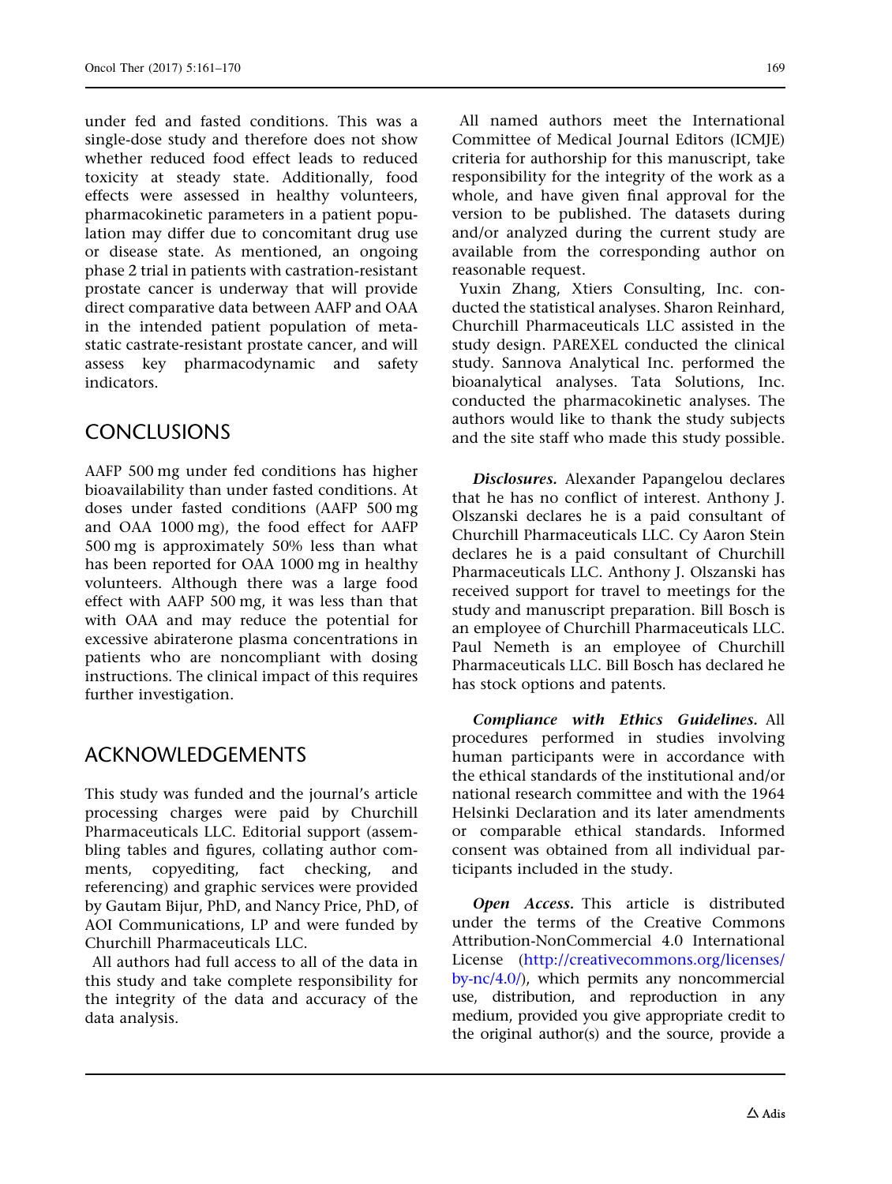under fed and fasted conditions. This was a single-dose study and therefore does not show whether reduced food effect leads to reduced toxicity at steady state. Additionally, food effects were assessed in healthy volunteers, pharmacokinetic parameters in a patient population may differ due to concomitant drug use or disease state. As mentioned, an ongoing phase 2 trial in patients with castration-resistant prostate cancer is underway that will provide direct comparative data between AAFP and OAA in the intended patient population of metastatic castrate-resistant prostate cancer, and will assess key pharmacodynamic and safety indicators.

## CONCLUSIONS

AAFP 500 mg under fed conditions has higher bioavailability than under fasted conditions. At doses under fasted conditions (AAFP 500 mg and OAA 1000 mg), the food effect for AAFP 500 mg is approximately 50% less than what has been reported for OAA 1000 mg in healthy volunteers. Although there was a large food effect with AAFP 500 mg, it was less than that with OAA and may reduce the potential for excessive abiraterone plasma concentrations in patients who are noncompliant with dosing instructions. The clinical impact of this requires further investigation.

## ACKNOWLEDGEMENTS

This study was funded and the journal's article processing charges were paid by Churchill Pharmaceuticals LLC. Editorial support (assembling tables and figures, collating author comments, copyediting, fact checking, and referencing) and graphic services were provided by Gautam Bijur, PhD, and Nancy Price, PhD, of AOI Communications, LP and were funded by Churchill Pharmaceuticals LLC.

All authors had full access to all of the data in this study and take complete responsibility for the integrity of the data and accuracy of the data analysis.

All named authors meet the International Committee of Medical Journal Editors (ICMJE) criteria for authorship for this manuscript, take responsibility for the integrity of the work as a whole, and have given final approval for the version to be published. The datasets during and/or analyzed during the current study are available from the corresponding author on reasonable request.

Yuxin Zhang, Xtiers Consulting, Inc. conducted the statistical analyses. Sharon Reinhard, Churchill Pharmaceuticals LLC assisted in the study design. PAREXEL conducted the clinical study. Sannova Analytical Inc. performed the bioanalytical analyses. Tata Solutions, Inc. conducted the pharmacokinetic analyses. The authors would like to thank the study subjects and the site staff who made this study possible.

***Disclosures.*** Alexander Papangelou declares that he has no conflict of interest. Anthony J. Olszanski declares he is a paid consultant of Churchill Pharmaceuticals LLC. Cy Aaron Stein declares he is a paid consultant of Churchill Pharmaceuticals LLC. Anthony J. Olszanski has received support for travel to meetings for the study and manuscript preparation. Bill Bosch is an employee of Churchill Pharmaceuticals LLC. Paul Nemeth is an employee of Churchill Pharmaceuticals LLC. Bill Bosch has declared he has stock options and patents.

***Compliance with Ethics Guidelines.*** All procedures performed in studies involving human participants were in accordance with the ethical standards of the institutional and/or national research committee and with the 1964 Helsinki Declaration and its later amendments or comparable ethical standards. Informed consent was obtained from all individual participants included in the study.

***Open Access.*** This article is distributed under the terms of the Creative Commons Attribution-NonCommercial 4.0 International License (http://creativecommons.org/licenses/by-nc/4.0/), which permits any noncommercial use, distribution, and reproduction in any medium, provided you give appropriate credit to the original author(s) and the source, provide a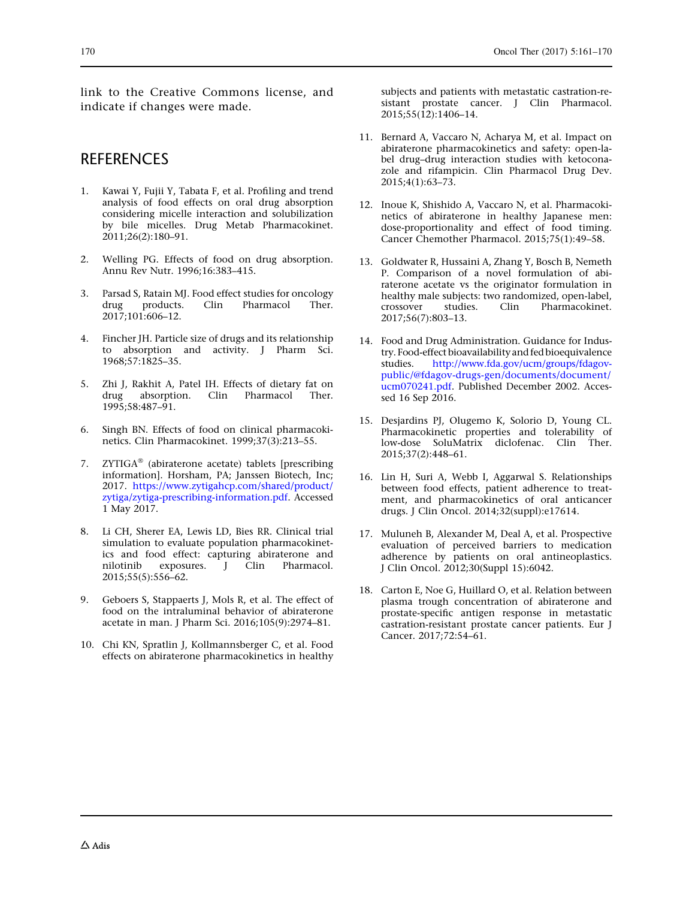link to the Creative Commons license, and indicate if changes were made.

## REFERENCES

1. Kawai Y, Fujii Y, Tabata F, et al. Profiling and trend analysis of food effects on oral drug absorption considering micelle interaction and solubilization by bile micelles. Drug Metab Pharmacokinet. 2011;26(2):180–91.

2. Welling PG. Effects of food on drug absorption. Annu Rev Nutr. 1996;16:383–415.

3. Parsad S, Ratain MJ. Food effect studies for oncology drug products. Clin Pharmacol Ther. 2017;101:606–12.

4. Fincher JH. Particle size of drugs and its relationship to absorption and activity. J Pharm Sci. 1968;57:1825–35.

5. Zhi J, Rakhit A, Patel IH. Effects of dietary fat on drug absorption. Clin Pharmacol Ther. 1995;58:487–91.

6. Singh BN. Effects of food on clinical pharmacokinetics. Clin Pharmacokinet. 1999;37(3):213–55.

7. ZYTIGA® (abiraterone acetate) tablets [prescribing information]. Horsham, PA; Janssen Biotech, Inc; 2017. https://www.zytigahcp.com/shared/product/zytiga/zytiga-prescribing-information.pdf. Accessed 1 May 2017.

8. Li CH, Sherer EA, Lewis LD, Bies RR. Clinical trial simulation to evaluate population pharmacokinetics and food effect: capturing abiraterone and nilotinib exposures. J Clin Pharmacol. 2015;55(5):556–62.

9. Geboers S, Stappaerts J, Mols R, et al. The effect of food on the intraluminal behavior of abiraterone acetate in man. J Pharm Sci. 2016;105(9):2974–81.

10. Chi KN, Spratlin J, Kollmannsberger C, et al. Food effects on abiraterone pharmacokinetics in healthy subjects and patients with metastatic castration-resistant prostate cancer. J Clin Pharmacol. 2015;55(12):1406–14.

11. Bernard A, Vaccaro N, Acharya M, et al. Impact on abiraterone pharmacokinetics and safety: open-label drug–drug interaction studies with ketoconazole and rifampicin. Clin Pharmacol Drug Dev. 2015;4(1):63–73.

12. Inoue K, Shishido A, Vaccaro N, et al. Pharmacokinetics of abiraterone in healthy Japanese men: dose-proportionality and effect of food timing. Cancer Chemother Pharmacol. 2015;75(1):49–58.

13. Goldwater R, Hussaini A, Zhang Y, Bosch B, Nemeth P. Comparison of a novel formulation of abiraterone acetate vs the originator formulation in healthy male subjects: two randomized, open-label, crossover studies. Clin Pharmacokinet. 2017;56(7):803–13.

14. Food and Drug Administration. Guidance for Industry. Food-effect bioavailability and fed bioequivalence studies. http://www.fda.gov/ucm/groups/fdagov-public/@fdagov-drugs-gen/documents/document/ucm070241.pdf. Published December 2002. Accessed 16 Sep 2016.

15. Desjardins PJ, Olugemo K, Solorio D, Young CL. Pharmacokinetic properties and tolerability of low-dose SoluMatrix diclofenac. Clin Ther. 2015;37(2):448–61.

16. Lin H, Suri A, Webb I, Aggarwal S. Relationships between food effects, patient adherence to treatment, and pharmacokinetics of oral anticancer drugs. J Clin Oncol. 2014;32(suppl):e17614.

17. Muluneh B, Alexander M, Deal A, et al. Prospective evaluation of perceived barriers to medication adherence by patients on oral antineoplastics. J Clin Oncol. 2012;30(Suppl 15):6042.

18. Carton E, Noe G, Huillard O, et al. Relation between plasma trough concentration of abiraterone and prostate-specific antigen response in metastatic castration-resistant prostate cancer patients. Eur J Cancer. 2017;72:54–61.